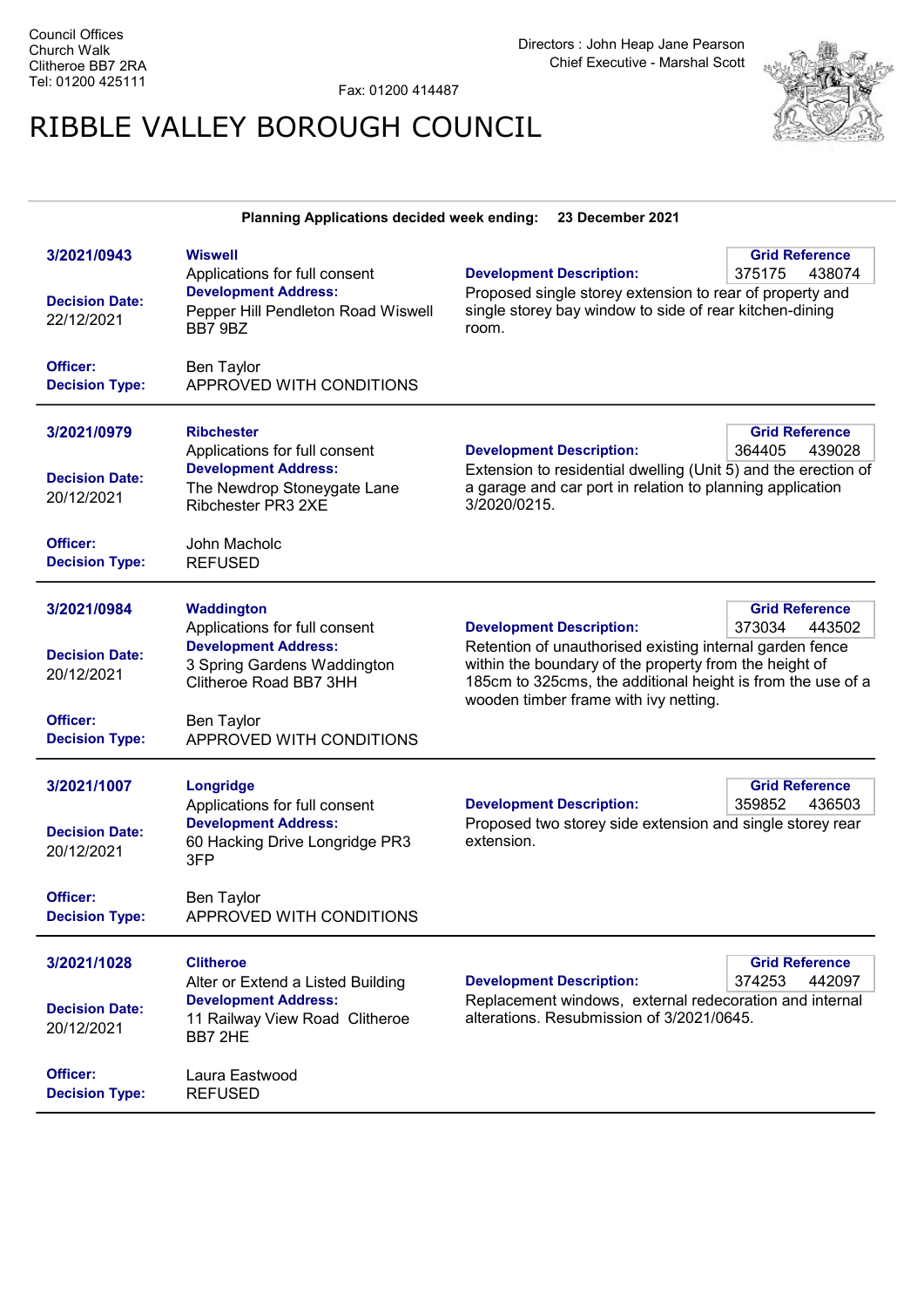Council Offices
Church Walk
Clitheroe BB7 2RA
Tel: 01200 425111

Fax: 01200 414487

Directors : John Heap Jane Pearson
Chief Executive - Marshal Scott

# RIBBLE VALLEY BOROUGH COUNCIL

**Planning Applications decided week ending: 23 December 2021**

---

**3/2021/0943**

**Wiswell**
Applications for full consent

**Decision Date:** 22/12/2021

**Development Address:** Pepper Hill Pendleton Road Wiswell BB7 9BZ

**Development Description:** Proposed single storey extension to rear of property and single storey bay window to side of rear kitchen-dining room.

**Grid Reference:** 375175 438074

**Officer:** Ben Taylor

**Decision Type:** APPROVED WITH CONDITIONS

---

**3/2021/0979**

**Ribchester**
Applications for full consent

**Decision Date:** 20/12/2021

**Development Address:** The Newdrop Stoneygate Lane Ribchester PR3 2XE

**Development Description:** Extension to residential dwelling (Unit 5) and the erection of a garage and car port in relation to planning application 3/2020/0215.

**Grid Reference:** 364405 439028

**Officer:** John Macholc

**Decision Type:** REFUSED

---

**3/2021/0984**

**Waddington**
Applications for full consent

**Decision Date:** 20/12/2021

**Development Address:** 3 Spring Gardens Waddington Clitheroe Road BB7 3HH

**Development Description:** Retention of unauthorised existing internal garden fence within the boundary of the property from the height of 185cm to 325cms, the additional height is from the use of a wooden timber frame with ivy netting.

**Grid Reference:** 373034 443502

**Officer:** Ben Taylor

**Decision Type:** APPROVED WITH CONDITIONS

---

**3/2021/1007**

**Longridge**
Applications for full consent

**Decision Date:** 20/12/2021

**Development Address:** 60 Hacking Drive Longridge PR3 3FP

**Development Description:** Proposed two storey side extension and single storey rear extension.

**Grid Reference:** 359852 436503

**Officer:** Ben Taylor

**Decision Type:** APPROVED WITH CONDITIONS

---

**3/2021/1028**

**Clitheroe**
Alter or Extend a Listed Building

**Decision Date:** 20/12/2021

**Development Address:** 11 Railway View Road Clitheroe BB7 2HE

**Development Description:** Replacement windows, external redecoration and internal alterations. Resubmission of 3/2021/0645.

**Grid Reference:** 374253 442097

**Officer:** Laura Eastwood

**Decision Type:** REFUSED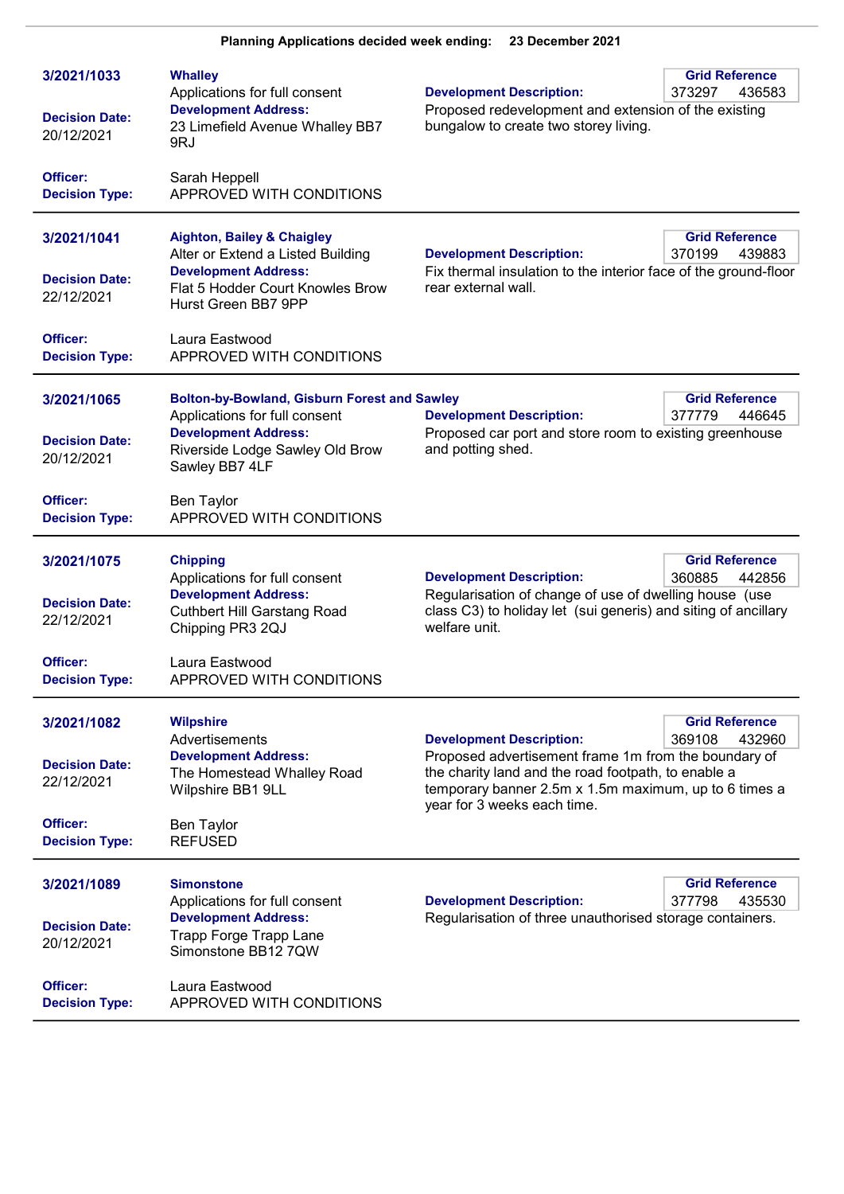**Planning Applications decided week ending: 23 December 2021**

---

**3/2021/1033**

**Decision Date:** 20/12/2021

**Whalley**
Applications for full consent

**Development Address:**
23 Limefield Avenue Whalley BB7 9RJ

**Development Description:**
Proposed redevelopment and extension of the existing bungalow to create two storey living.

**Grid Reference:** 373297 436583

**Officer:** Sarah Heppell
**Decision Type:** APPROVED WITH CONDITIONS

---

**3/2021/1041**

**Decision Date:** 22/12/2021

**Aighton, Bailey & Chaigley**
Alter or Extend a Listed Building

**Development Address:**
Flat 5 Hodder Court Knowles Brow Hurst Green BB7 9PP

**Development Description:**
Fix thermal insulation to the interior face of the ground-floor rear external wall.

**Grid Reference:** 370199 439883

**Officer:** Laura Eastwood
**Decision Type:** APPROVED WITH CONDITIONS

---

**3/2021/1065**

**Decision Date:** 20/12/2021

**Bolton-by-Bowland, Gisburn Forest and Sawley**
Applications for full consent

**Development Address:**
Riverside Lodge Sawley Old Brow Sawley BB7 4LF

**Development Description:**
Proposed car port and store room to existing greenhouse and potting shed.

**Grid Reference:** 377779 446645

**Officer:** Ben Taylor
**Decision Type:** APPROVED WITH CONDITIONS

---

**3/2021/1075**

**Decision Date:** 22/12/2021

**Chipping**
Applications for full consent

**Development Address:**
Cuthbert Hill Garstang Road Chipping PR3 2QJ

**Development Description:**
Regularisation of change of use of dwelling house (use class C3) to holiday let (sui generis) and siting of ancillary welfare unit.

**Grid Reference:** 360885 442856

**Officer:** Laura Eastwood
**Decision Type:** APPROVED WITH CONDITIONS

---

**3/2021/1082**

**Decision Date:** 22/12/2021

**Wilpshire**
Advertisements

**Development Address:**
The Homestead Whalley Road Wilpshire BB1 9LL

**Development Description:**
Proposed advertisement frame 1m from the boundary of the charity land and the road footpath, to enable a temporary banner 2.5m x 1.5m maximum, up to 6 times a year for 3 weeks each time.

**Grid Reference:** 369108 432960

**Officer:** Ben Taylor
**Decision Type:** REFUSED

---

**3/2021/1089**

**Decision Date:** 20/12/2021

**Simonstone**
Applications for full consent

**Development Address:**
Trapp Forge Trapp Lane Simonstone BB12 7QW

**Development Description:**
Regularisation of three unauthorised storage containers.

**Grid Reference:** 377798 435530

**Officer:** Laura Eastwood
**Decision Type:** APPROVED WITH CONDITIONS

---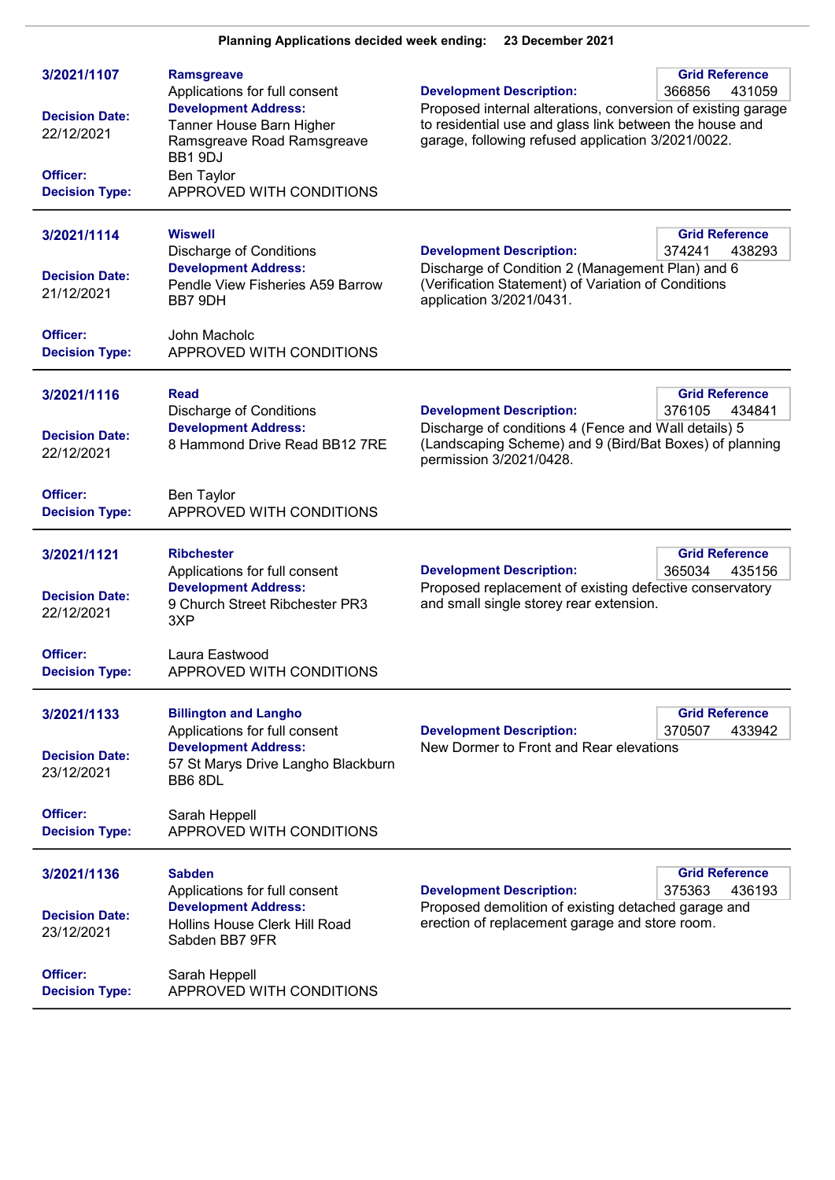**Planning Applications decided week ending: 23 December 2021**

---

**3/2021/1107**

**Ramsgreave**
Applications for full consent

**Development Address:**
Tanner House Barn Higher Ramsgreave Road Ramsgreave BB1 9DJ

**Decision Date:** 22/12/2021

**Officer:** Ben Taylor

**Decision Type:** APPROVED WITH CONDITIONS

**Grid Reference:** 366856 431059

**Development Description:**
Proposed internal alterations, conversion of existing garage to residential use and glass link between the house and garage, following refused application 3/2021/0022.

---

**3/2021/1114**

**Wiswell**
Discharge of Conditions

**Development Address:**
Pendle View Fisheries A59 Barrow BB7 9DH

**Decision Date:** 21/12/2021

**Officer:** John Macholc

**Decision Type:** APPROVED WITH CONDITIONS

**Grid Reference:** 374241 438293

**Development Description:**
Discharge of Condition 2 (Management Plan) and 6 (Verification Statement) of Variation of Conditions application 3/2021/0431.

---

**3/2021/1116**

**Read**
Discharge of Conditions

**Development Address:**
8 Hammond Drive Read BB12 7RE

**Decision Date:** 22/12/2021

**Officer:** Ben Taylor

**Decision Type:** APPROVED WITH CONDITIONS

**Grid Reference:** 376105 434841

**Development Description:**
Discharge of conditions 4 (Fence and Wall details) 5 (Landscaping Scheme) and 9 (Bird/Bat Boxes) of planning permission 3/2021/0428.

---

**3/2021/1121**

**Ribchester**
Applications for full consent

**Development Address:**
9 Church Street Ribchester PR3 3XP

**Decision Date:** 22/12/2021

**Officer:** Laura Eastwood

**Decision Type:** APPROVED WITH CONDITIONS

**Grid Reference:** 365034 435156

**Development Description:**
Proposed replacement of existing defective conservatory and small single storey rear extension.

---

**3/2021/1133**

**Billington and Langho**
Applications for full consent

**Development Address:**
57 St Marys Drive Langho Blackburn BB6 8DL

**Decision Date:** 23/12/2021

**Officer:** Sarah Heppell

**Decision Type:** APPROVED WITH CONDITIONS

**Grid Reference:** 370507 433942

**Development Description:**
New Dormer to Front and Rear elevations

---

**3/2021/1136**

**Sabden**
Applications for full consent

**Development Address:**
Hollins House Clerk Hill Road Sabden BB7 9FR

**Decision Date:** 23/12/2021

**Officer:** Sarah Heppell

**Decision Type:** APPROVED WITH CONDITIONS

**Grid Reference:** 375363 436193

**Development Description:**
Proposed demolition of existing detached garage and erection of replacement garage and store room.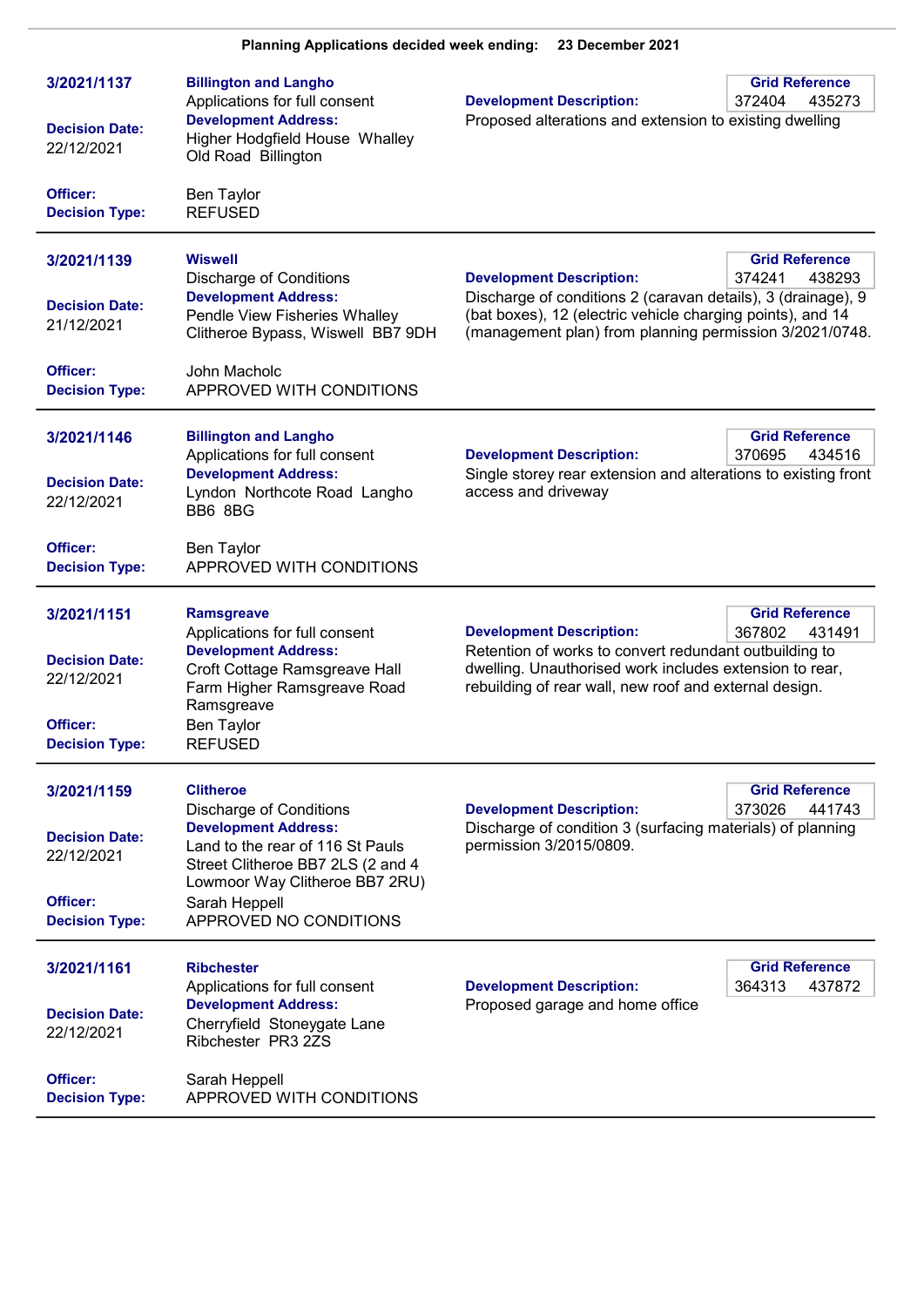**Planning Applications decided week ending: 23 December 2021**

---

**3/2021/1137**

**Billington and Langho**
Applications for full consent

**Development Description:**
Proposed alterations and extension to existing dwelling

**Grid Reference**
372404 435273

**Decision Date:**
22/12/2021

**Development Address:**
Higher Hodgfield House Whalley Old Road Billington

**Officer:** Ben Taylor
**Decision Type:** REFUSED

---

**3/2021/1139**

**Wiswell**
Discharge of Conditions

**Development Description:**
Discharge of conditions 2 (caravan details), 3 (drainage), 9 (bat boxes), 12 (electric vehicle charging points), and 14 (management plan) from planning permission 3/2021/0748.

**Grid Reference**
374241 438293

**Decision Date:**
21/12/2021

**Development Address:**
Pendle View Fisheries Whalley Clitheroe Bypass, Wiswell BB7 9DH

**Officer:** John Macholc
**Decision Type:** APPROVED WITH CONDITIONS

---

**3/2021/1146**

**Billington and Langho**
Applications for full consent

**Development Description:**
Single storey rear extension and alterations to existing front access and driveway

**Grid Reference**
370695 434516

**Decision Date:**
22/12/2021

**Development Address:**
Lyndon Northcote Road Langho BB6 8BG

**Officer:** Ben Taylor
**Decision Type:** APPROVED WITH CONDITIONS

---

**3/2021/1151**

**Ramsgreave**
Applications for full consent

**Development Description:**
Retention of works to convert redundant outbuilding to dwelling. Unauthorised work includes extension to rear, rebuilding of rear wall, new roof and external design.

**Grid Reference**
367802 431491

**Decision Date:**
22/12/2021

**Development Address:**
Croft Cottage Ramsgreave Hall Farm Higher Ramsgreave Road Ramsgreave

**Officer:** Ben Taylor
**Decision Type:** REFUSED

---

**3/2021/1159**

**Clitheroe**
Discharge of Conditions

**Development Description:**
Discharge of condition 3 (surfacing materials) of planning permission 3/2015/0809.

**Grid Reference**
373026 441743

**Decision Date:**
22/12/2021

**Development Address:**
Land to the rear of 116 St Pauls Street Clitheroe BB7 2LS (2 and 4 Lowmoor Way Clitheroe BB7 2RU)

**Officer:** Sarah Heppell
**Decision Type:** APPROVED NO CONDITIONS

---

**3/2021/1161**

**Ribchester**
Applications for full consent

**Development Description:**
Proposed garage and home office

**Grid Reference**
364313 437872

**Decision Date:**
22/12/2021

**Development Address:**
Cherryfield Stoneygate Lane Ribchester PR3 2ZS

**Officer:** Sarah Heppell
**Decision Type:** APPROVED WITH CONDITIONS

---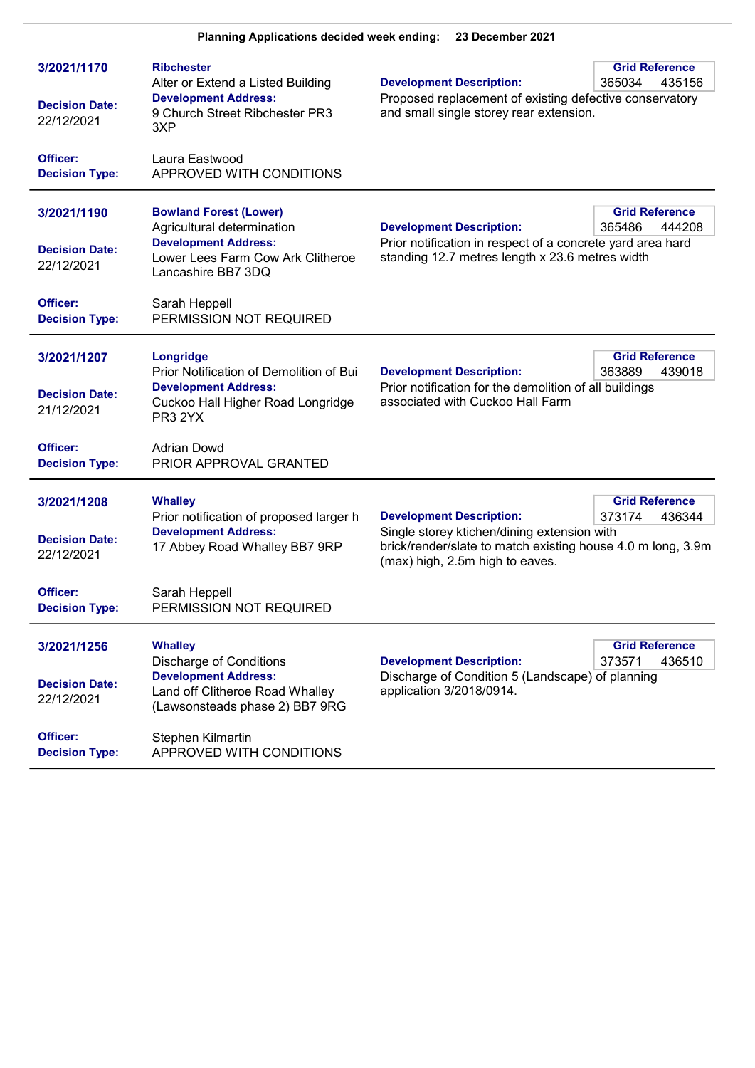**Planning Applications decided week ending: 23 December 2021**

---

**3/2021/1170**

**Ribchester**
Alter or Extend a Listed Building

**Development Address:**
9 Church Street Ribchester PR3 3XP

**Development Description:**
Proposed replacement of existing defective conservatory and small single storey rear extension.

**Grid Reference:** 365034 435156

**Decision Date:** 22/12/2021

**Officer:** Laura Eastwood

**Decision Type:** APPROVED WITH CONDITIONS

---

**3/2021/1190**

**Bowland Forest (Lower)**
Agricultural determination

**Development Address:**
Lower Lees Farm Cow Ark Clitheroe Lancashire BB7 3DQ

**Development Description:**
Prior notification in respect of a concrete yard area hard standing 12.7 metres length x 23.6 metres width

**Grid Reference:** 365486 444208

**Decision Date:** 22/12/2021

**Officer:** Sarah Heppell

**Decision Type:** PERMISSION NOT REQUIRED

---

**3/2021/1207**

**Longridge**
Prior Notification of Demolition of Bui

**Development Address:**
Cuckoo Hall Higher Road Longridge PR3 2YX

**Development Description:**
Prior notification for the demolition of all buildings associated with Cuckoo Hall Farm

**Grid Reference:** 363889 439018

**Decision Date:** 21/12/2021

**Officer:** Adrian Dowd

**Decision Type:** PRIOR APPROVAL GRANTED

---

**3/2021/1208**

**Whalley**
Prior notification of proposed larger h

**Development Address:**
17 Abbey Road Whalley BB7 9RP

**Development Description:**
Single storey ktichen/dining extension with brick/render/slate to match existing house 4.0 m long, 3.9m (max) high, 2.5m high to eaves.

**Grid Reference:** 373174 436344

**Decision Date:** 22/12/2021

**Officer:** Sarah Heppell

**Decision Type:** PERMISSION NOT REQUIRED

---

**3/2021/1256**

**Whalley**
Discharge of Conditions

**Development Address:**
Land off Clitheroe Road Whalley (Lawsonsteads phase 2) BB7 9RG

**Development Description:**
Discharge of Condition 5 (Landscape) of planning application 3/2018/0914.

**Grid Reference:** 373571 436510

**Decision Date:** 22/12/2021

**Officer:** Stephen Kilmartin

**Decision Type:** APPROVED WITH CONDITIONS